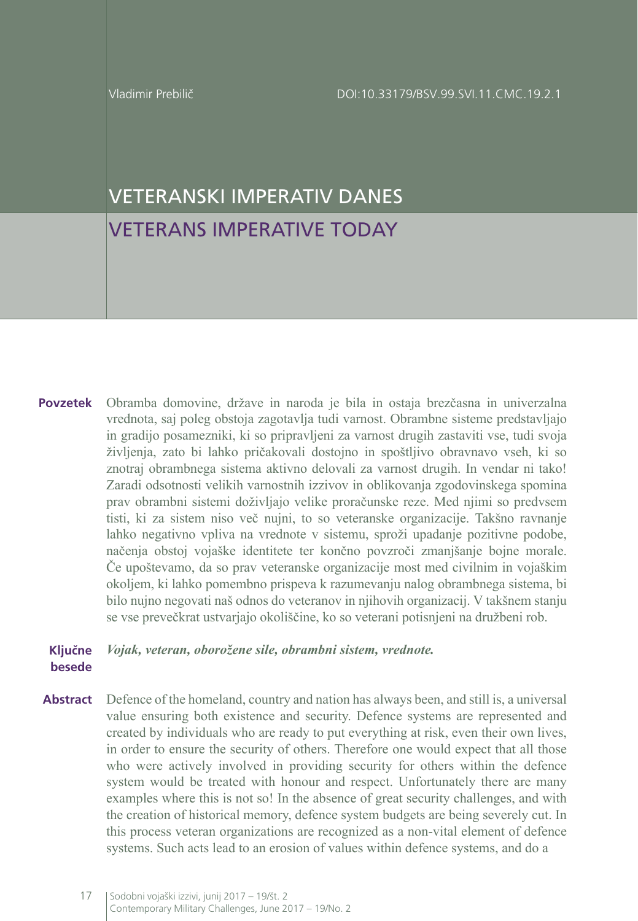Vladimir Prebilič

DOI:10.33179/BSV.99.SVI.11.CMC.19.2.1

# VETERANSKI IMPERATIV DANES

# VETERANS IMPERATIVE TODAY

**Povzetek** Obramba domovine, države in naroda je bila in ostaja brezčasna in univerzalna vrednota, saj poleg obstoja zagotavlja tudi varnost. Obrambne sisteme predstavljajo in gradijo posamezniki, ki so pripravljeni za varnost drugih zastaviti vse, tudi svoja življenja, zato bi lahko pričakovali dostojno in spoštljivo obravnavo vseh, ki so znotraj obrambnega sistema aktivno delovali za varnost drugih. In vendar ni tako! Zaradi odsotnosti velikih varnostnih izzivov in oblikovanja zgodovinskega spomina prav obrambni sistemi doživljajo velike proračunske reze. Med njimi so predvsem tisti, ki za sistem niso več nujni, to so veteranske organizacije. Takšno ravnanje lahko negativno vpliva na vrednote v sistemu, sproži upadanje pozitivne podobe, načenja obstoj vojaške identitete ter končno povzroči zmanjšanje bojne morale. Če upoštevamo, da so prav veteranske organizacije most med civilnim in vojaškim okoljem, ki lahko pomembno prispeva k razumevanju nalog obrambnega sistema, bi bilo nujno negovati naš odnos do veteranov in njihovih organizacij. V takšnem stanju se vse prevečkrat ustvarjajo okoliščine, ko so veterani potisnjeni na družbeni rob.

**Ključne besede** *Vojak, veteran, oborožene sile, obrambni sistem, vrednote.*

**Abstract** Defence of the homeland, country and nation has always been, and still is, a universal value ensuring both existence and security. Defence systems are represented and created by individuals who are ready to put everything at risk, even their own lives, in order to ensure the security of others. Therefore one would expect that all those who were actively involved in providing security for others within the defence system would be treated with honour and respect. Unfortunately there are many examples where this is not so! In the absence of great security challenges, and with the creation of historical memory, defence system budgets are being severely cut. In this process veteran organizations are recognized as a non-vital element of defence systems. Such acts lead to an erosion of values within defence systems, and do a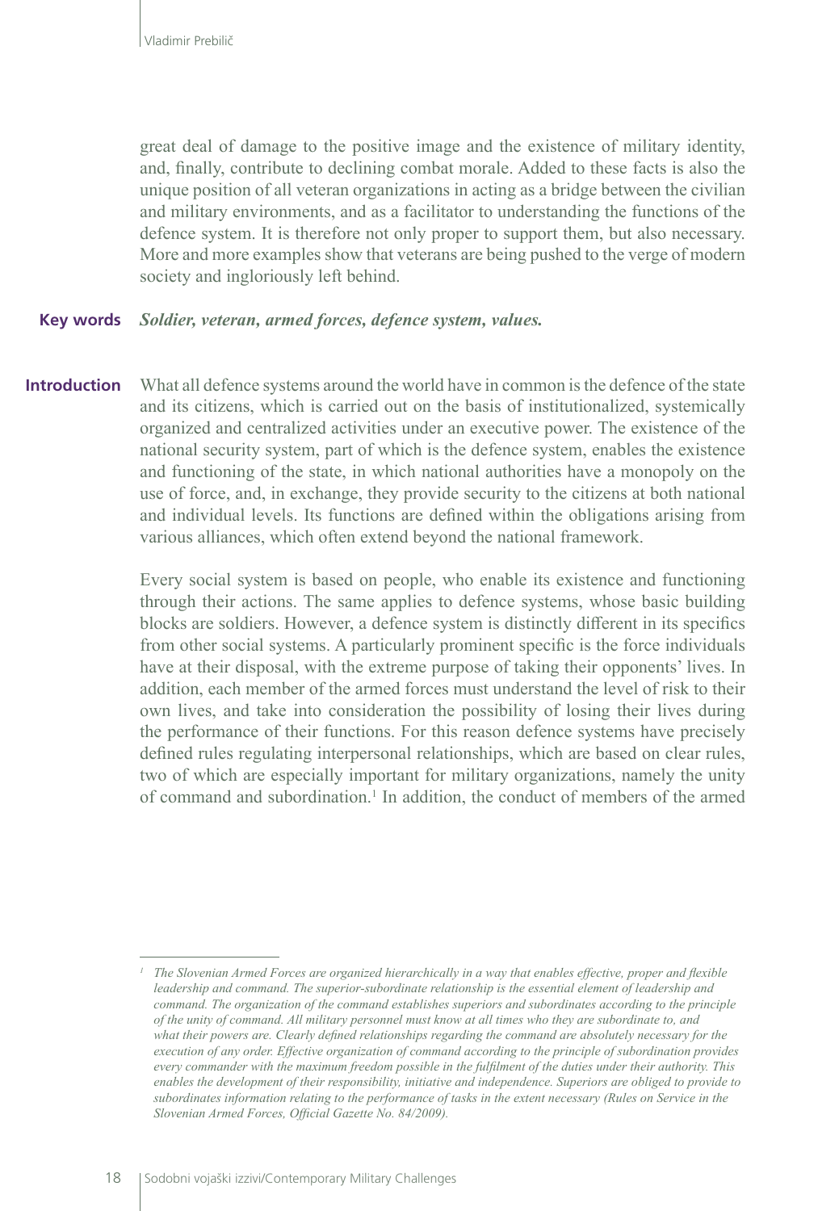great deal of damage to the positive image and the existence of military identity, and, finally, contribute to declining combat morale. Added to these facts is also the unique position of all veteran organizations in acting as a bridge between the civilian and military environments, and as a facilitator to understanding the functions of the defence system. It is therefore not only proper to support them, but also necessary. More and more examples show that veterans are being pushed to the verge of modern society and ingloriously left behind.

**Key words** ***Soldier, veteran, armed forces, defence system, values.***

## Introduction

What all defence systems around the world have in common is the defence of the state and its citizens, which is carried out on the basis of institutionalized, systemically organized and centralized activities under an executive power. The existence of the national security system, part of which is the defence system, enables the existence and functioning of the state, in which national authorities have a monopoly on the use of force, and, in exchange, they provide security to the citizens at both national and individual levels. Its functions are defined within the obligations arising from various alliances, which often extend beyond the national framework.

Every social system is based on people, who enable its existence and functioning through their actions. The same applies to defence systems, whose basic building blocks are soldiers. However, a defence system is distinctly different in its specifics from other social systems. A particularly prominent specific is the force individuals have at their disposal, with the extreme purpose of taking their opponents' lives. In addition, each member of the armed forces must understand the level of risk to their own lives, and take into consideration the possibility of losing their lives during the performance of their functions. For this reason defence systems have precisely defined rules regulating interpersonal relationships, which are based on clear rules, two of which are especially important for military organizations, namely the unity of command and subordination.[1] In addition, the conduct of members of the armed

---

[1] *The Slovenian Armed Forces are organized hierarchically in a way that enables effective, proper and flexible leadership and command. The superior-subordinate relationship is the essential element of leadership and command. The organization of the command establishes superiors and subordinates according to the principle of the unity of command. All military personnel must know at all times who they are subordinate to, and what their powers are. Clearly defined relationships regarding the command are absolutely necessary for the execution of any order. Effective organization of command according to the principle of subordination provides every commander with the maximum freedom possible in the fulfilment of the duties under their authority. This enables the development of their responsibility, initiative and independence. Superiors are obliged to provide to subordinates information relating to the performance of tasks in the extent necessary (Rules on Service in the Slovenian Armed Forces, Official Gazette No. 84/2009).*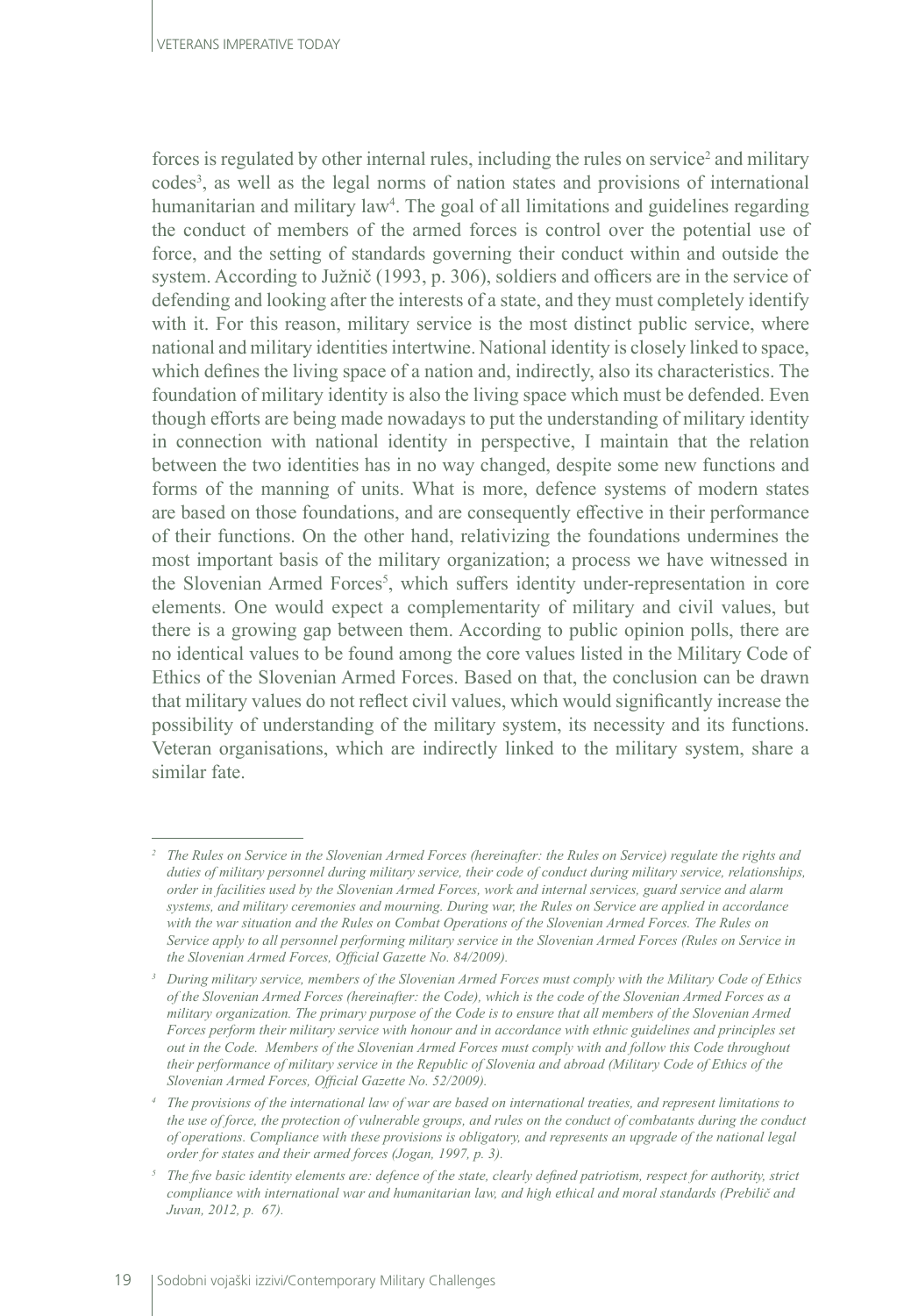forces is regulated by other internal rules, including the rules on service[2] and military codes[3], as well as the legal norms of nation states and provisions of international humanitarian and military law[4]. The goal of all limitations and guidelines regarding the conduct of members of the armed forces is control over the potential use of force, and the setting of standards governing their conduct within and outside the system. According to Južnič (1993, p. 306), soldiers and officers are in the service of defending and looking after the interests of a state, and they must completely identify with it. For this reason, military service is the most distinct public service, where national and military identities intertwine. National identity is closely linked to space, which defines the living space of a nation and, indirectly, also its characteristics. The foundation of military identity is also the living space which must be defended. Even though efforts are being made nowadays to put the understanding of military identity in connection with national identity in perspective, I maintain that the relation between the two identities has in no way changed, despite some new functions and forms of the manning of units. What is more, defence systems of modern states are based on those foundations, and are consequently effective in their performance of their functions. On the other hand, relativizing the foundations undermines the most important basis of the military organization; a process we have witnessed in the Slovenian Armed Forces[5], which suffers identity under-representation in core elements. One would expect a complementarity of military and civil values, but there is a growing gap between them. According to public opinion polls, there are no identical values to be found among the core values listed in the Military Code of Ethics of the Slovenian Armed Forces. Based on that, the conclusion can be drawn that military values do not reflect civil values, which would significantly increase the possibility of understanding of the military system, its necessity and its functions. Veteran organisations, which are indirectly linked to the military system, share a similar fate.

---

[2] *The Rules on Service in the Slovenian Armed Forces (hereinafter: the Rules on Service) regulate the rights and duties of military personnel during military service, their code of conduct during military service, relationships, order in facilities used by the Slovenian Armed Forces, work and internal services, guard service and alarm systems, and military ceremonies and mourning. During war, the Rules on Service are applied in accordance with the war situation and the Rules on Combat Operations of the Slovenian Armed Forces. The Rules on Service apply to all personnel performing military service in the Slovenian Armed Forces (Rules on Service in the Slovenian Armed Forces, Official Gazette No. 84/2009).*

[3] *During military service, members of the Slovenian Armed Forces must comply with the Military Code of Ethics of the Slovenian Armed Forces (hereinafter: the Code), which is the code of the Slovenian Armed Forces as a military organization. The primary purpose of the Code is to ensure that all members of the Slovenian Armed Forces perform their military service with honour and in accordance with ethnic guidelines and principles set out in the Code. Members of the Slovenian Armed Forces must comply with and follow this Code throughout their performance of military service in the Republic of Slovenia and abroad (Military Code of Ethics of the Slovenian Armed Forces, Official Gazette No. 52/2009).*

[4] *The provisions of the international law of war are based on international treaties, and represent limitations to the use of force, the protection of vulnerable groups, and rules on the conduct of combatants during the conduct of operations. Compliance with these provisions is obligatory, and represents an upgrade of the national legal order for states and their armed forces (Jogan, 1997, p. 3).*

[5] *The five basic identity elements are: defence of the state, clearly defined patriotism, respect for authority, strict compliance with international war and humanitarian law, and high ethical and moral standards (Prebilič and Juvan, 2012, p. 67).*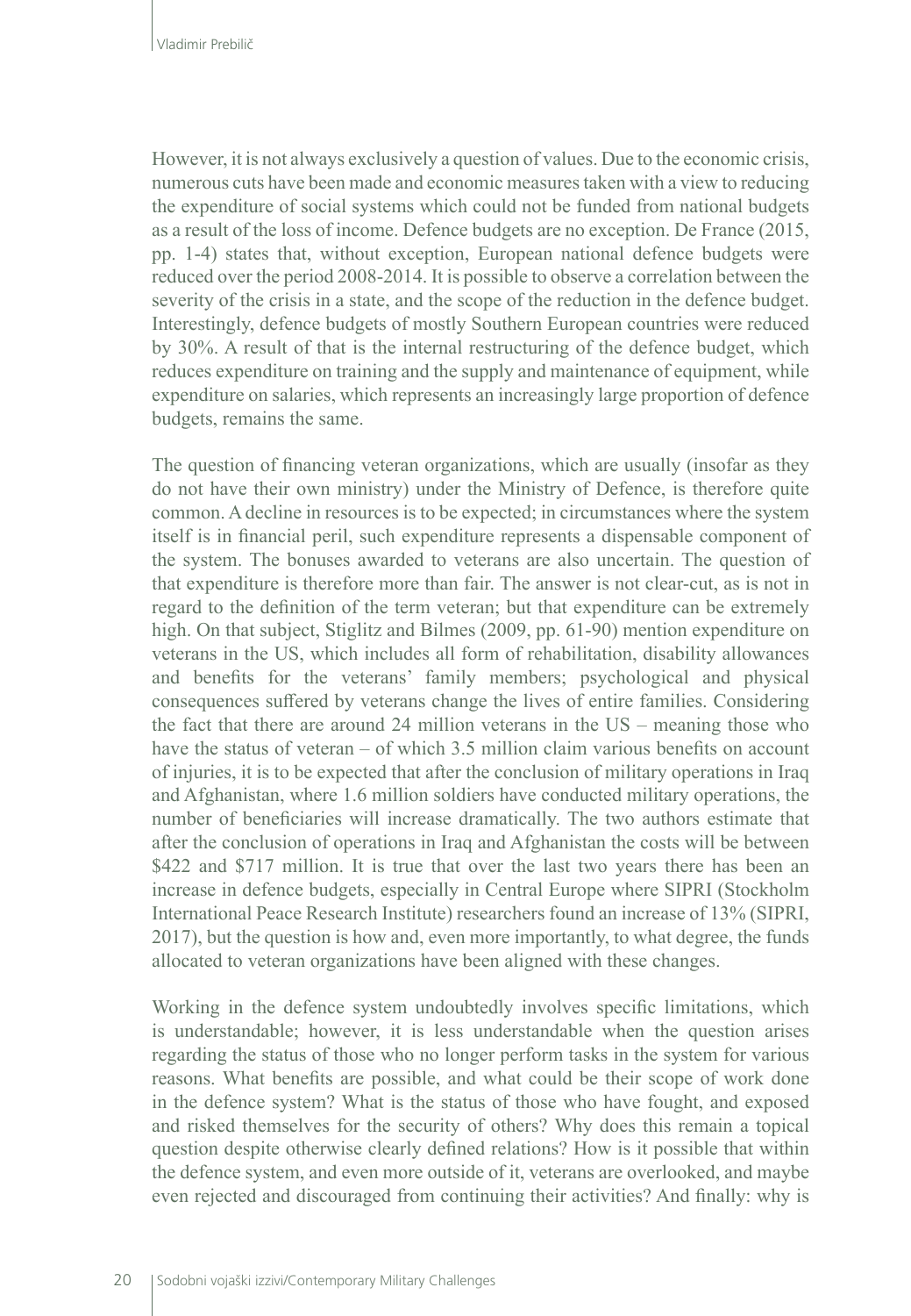However, it is not always exclusively a question of values. Due to the economic crisis, numerous cuts have been made and economic measures taken with a view to reducing the expenditure of social systems which could not be funded from national budgets as a result of the loss of income. Defence budgets are no exception. De France (2015, pp. 1-4) states that, without exception, European national defence budgets were reduced over the period 2008-2014. It is possible to observe a correlation between the severity of the crisis in a state, and the scope of the reduction in the defence budget. Interestingly, defence budgets of mostly Southern European countries were reduced by 30%. A result of that is the internal restructuring of the defence budget, which reduces expenditure on training and the supply and maintenance of equipment, while expenditure on salaries, which represents an increasingly large proportion of defence budgets, remains the same.

The question of financing veteran organizations, which are usually (insofar as they do not have their own ministry) under the Ministry of Defence, is therefore quite common. A decline in resources is to be expected; in circumstances where the system itself is in financial peril, such expenditure represents a dispensable component of the system. The bonuses awarded to veterans are also uncertain. The question of that expenditure is therefore more than fair. The answer is not clear-cut, as is not in regard to the definition of the term veteran; but that expenditure can be extremely high. On that subject, Stiglitz and Bilmes (2009, pp. 61-90) mention expenditure on veterans in the US, which includes all form of rehabilitation, disability allowances and benefits for the veterans' family members; psychological and physical consequences suffered by veterans change the lives of entire families. Considering the fact that there are around 24 million veterans in the US – meaning those who have the status of veteran – of which 3.5 million claim various benefits on account of injuries, it is to be expected that after the conclusion of military operations in Iraq and Afghanistan, where 1.6 million soldiers have conducted military operations, the number of beneficiaries will increase dramatically. The two authors estimate that after the conclusion of operations in Iraq and Afghanistan the costs will be between $422 and $717 million. It is true that over the last two years there has been an increase in defence budgets, especially in Central Europe where SIPRI (Stockholm International Peace Research Institute) researchers found an increase of 13% (SIPRI, 2017), but the question is how and, even more importantly, to what degree, the funds allocated to veteran organizations have been aligned with these changes.

Working in the defence system undoubtedly involves specific limitations, which is understandable; however, it is less understandable when the question arises regarding the status of those who no longer perform tasks in the system for various reasons. What benefits are possible, and what could be their scope of work done in the defence system? What is the status of those who have fought, and exposed and risked themselves for the security of others? Why does this remain a topical question despite otherwise clearly defined relations? How is it possible that within the defence system, and even more outside of it, veterans are overlooked, and maybe even rejected and discouraged from continuing their activities? And finally: why is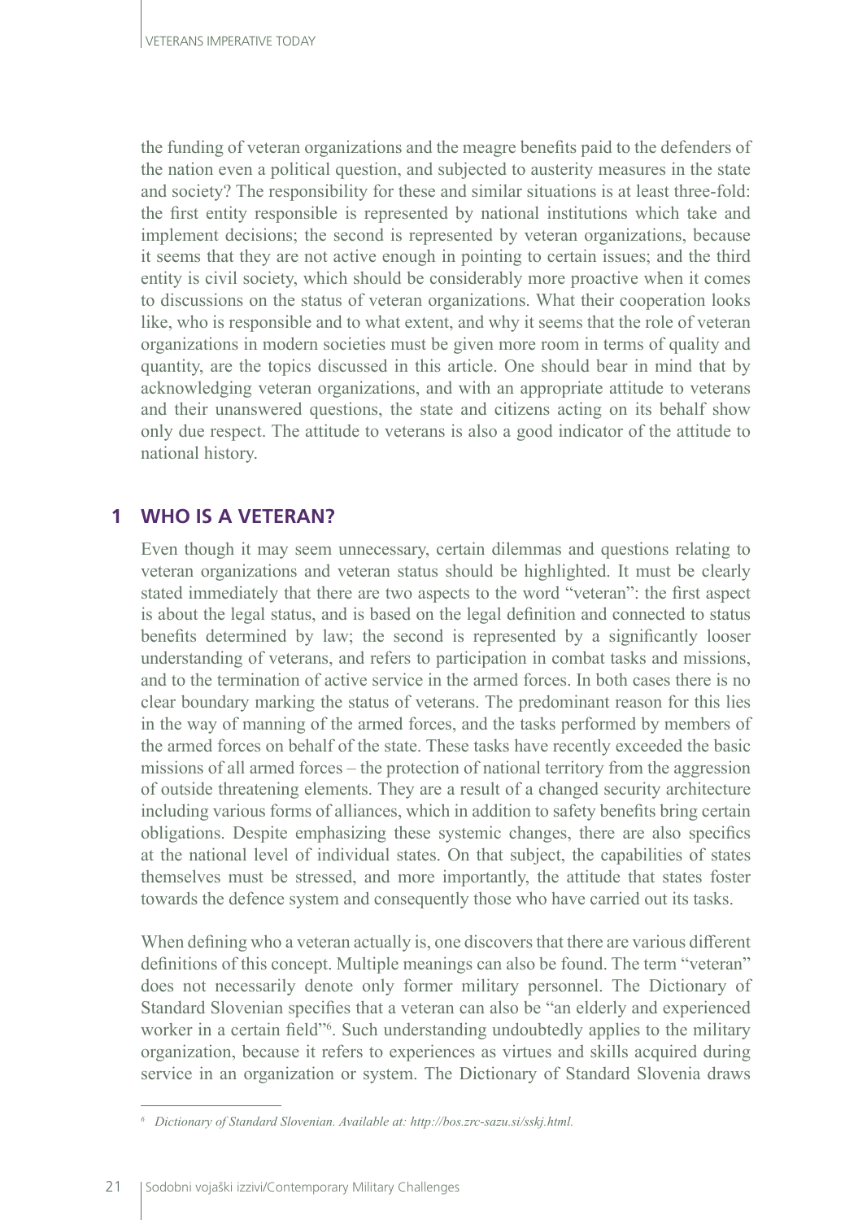the funding of veteran organizations and the meagre benefits paid to the defenders of the nation even a political question, and subjected to austerity measures in the state and society? The responsibility for these and similar situations is at least three-fold: the first entity responsible is represented by national institutions which take and implement decisions; the second is represented by veteran organizations, because it seems that they are not active enough in pointing to certain issues; and the third entity is civil society, which should be considerably more proactive when it comes to discussions on the status of veteran organizations. What their cooperation looks like, who is responsible and to what extent, and why it seems that the role of veteran organizations in modern societies must be given more room in terms of quality and quantity, are the topics discussed in this article. One should bear in mind that by acknowledging veteran organizations, and with an appropriate attitude to veterans and their unanswered questions, the state and citizens acting on its behalf show only due respect. The attitude to veterans is also a good indicator of the attitude to national history.

## 1 WHO IS A VETERAN?

Even though it may seem unnecessary, certain dilemmas and questions relating to veteran organizations and veteran status should be highlighted. It must be clearly stated immediately that there are two aspects to the word "veteran": the first aspect is about the legal status, and is based on the legal definition and connected to status benefits determined by law; the second is represented by a significantly looser understanding of veterans, and refers to participation in combat tasks and missions, and to the termination of active service in the armed forces. In both cases there is no clear boundary marking the status of veterans. The predominant reason for this lies in the way of manning of the armed forces, and the tasks performed by members of the armed forces on behalf of the state. These tasks have recently exceeded the basic missions of all armed forces – the protection of national territory from the aggression of outside threatening elements. They are a result of a changed security architecture including various forms of alliances, which in addition to safety benefits bring certain obligations. Despite emphasizing these systemic changes, there are also specifics at the national level of individual states. On that subject, the capabilities of states themselves must be stressed, and more importantly, the attitude that states foster towards the defence system and consequently those who have carried out its tasks.

When defining who a veteran actually is, one discovers that there are various different definitions of this concept. Multiple meanings can also be found. The term "veteran" does not necessarily denote only former military personnel. The Dictionary of Standard Slovenian specifies that a veteran can also be "an elderly and experienced worker in a certain field"[6]. Such understanding undoubtedly applies to the military organization, because it refers to experiences as virtues and skills acquired during service in an organization or system. The Dictionary of Standard Slovenia draws

[6] *Dictionary of Standard Slovenian. Available at: http://bos.zrc-sazu.si/sskj.html.*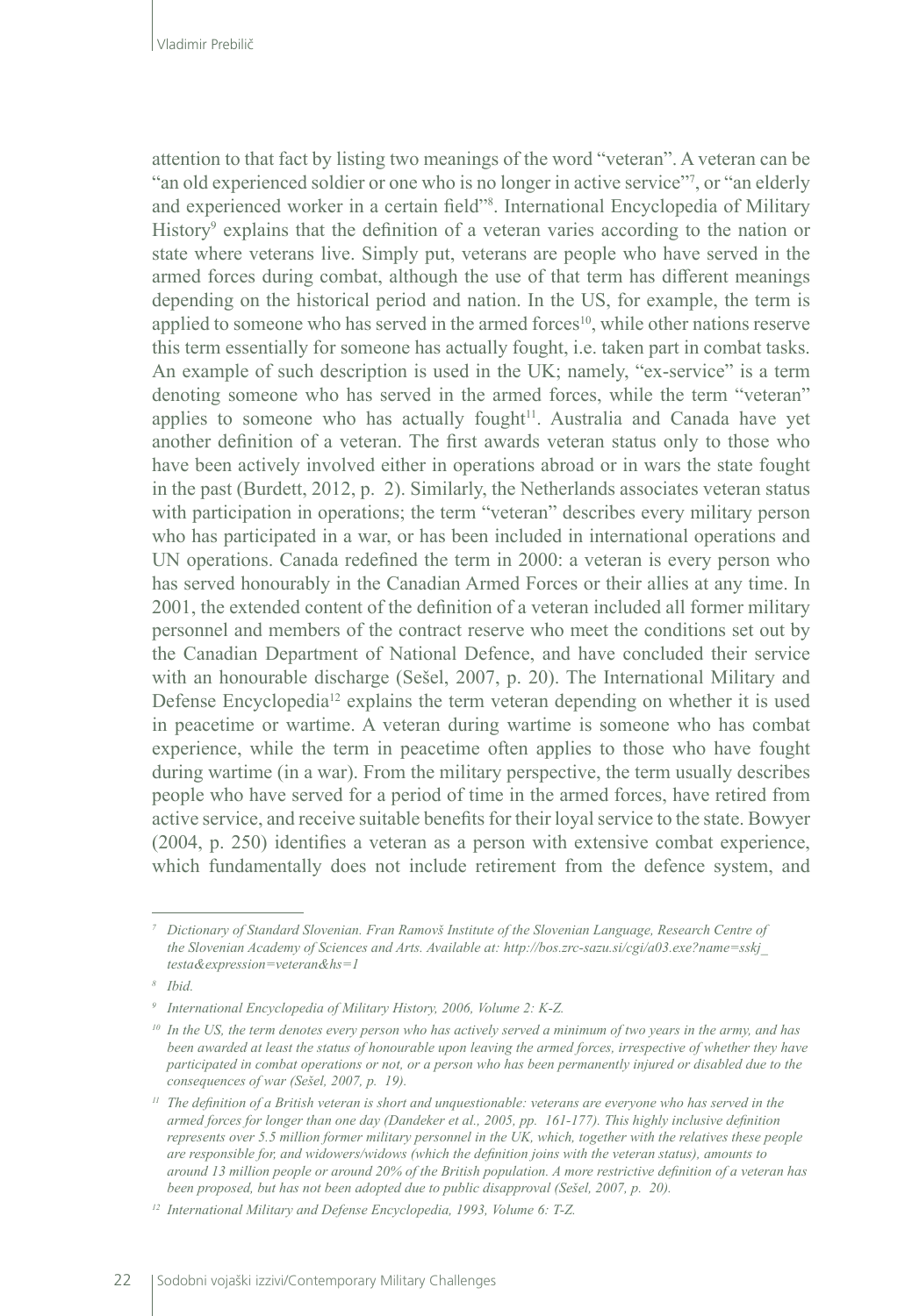attention to that fact by listing two meanings of the word "veteran". A veteran can be "an old experienced soldier or one who is no longer in active service"[7], or "an elderly and experienced worker in a certain field"[8]. International Encyclopedia of Military History[9] explains that the definition of a veteran varies according to the nation or state where veterans live. Simply put, veterans are people who have served in the armed forces during combat, although the use of that term has different meanings depending on the historical period and nation. In the US, for example, the term is applied to someone who has served in the armed forces[10], while other nations reserve this term essentially for someone has actually fought, i.e. taken part in combat tasks. An example of such description is used in the UK; namely, "ex-service" is a term denoting someone who has served in the armed forces, while the term "veteran" applies to someone who has actually fought[11]. Australia and Canada have yet another definition of a veteran. The first awards veteran status only to those who have been actively involved either in operations abroad or in wars the state fought in the past (Burdett, 2012, p. 2). Similarly, the Netherlands associates veteran status with participation in operations; the term "veteran" describes every military person who has participated in a war, or has been included in international operations and UN operations. Canada redefined the term in 2000: a veteran is every person who has served honourably in the Canadian Armed Forces or their allies at any time. In 2001, the extended content of the definition of a veteran included all former military personnel and members of the contract reserve who meet the conditions set out by the Canadian Department of National Defence, and have concluded their service with an honourable discharge (Sešel, 2007, p. 20). The International Military and Defense Encyclopedia[12] explains the term veteran depending on whether it is used in peacetime or wartime. A veteran during wartime is someone who has combat experience, while the term in peacetime often applies to those who have fought during wartime (in a war). From the military perspective, the term usually describes people who have served for a period of time in the armed forces, have retired from active service, and receive suitable benefits for their loyal service to the state. Bowyer (2004, p. 250) identifies a veteran as a person with extensive combat experience, which fundamentally does not include retirement from the defence system, and

---

[7] *Dictionary of Standard Slovenian. Fran Ramovš Institute of the Slovenian Language, Research Centre of the Slovenian Academy of Sciences and Arts. Available at: http://bos.zrc-sazu.si/cgi/a03.exe?name=sskj_testa&expression=veteran&hs=1*

[8] *Ibid.*

[9] *International Encyclopedia of Military History, 2006, Volume 2: K-Z.*

[10] *In the US, the term denotes every person who has actively served a minimum of two years in the army, and has been awarded at least the status of honourable upon leaving the armed forces, irrespective of whether they have participated in combat operations or not, or a person who has been permanently injured or disabled due to the consequences of war (Sešel, 2007, p. 19).*

[11] *The definition of a British veteran is short and unquestionable: veterans are everyone who has served in the armed forces for longer than one day (Dandeker et al., 2005, pp. 161-177). This highly inclusive definition represents over 5.5 million former military personnel in the UK, which, together with the relatives these people are responsible for, and widowers/widows (which the definition joins with the veteran status), amounts to around 13 million people or around 20% of the British population. A more restrictive definition of a veteran has been proposed, but has not been adopted due to public disapproval (Sešel, 2007, p. 20).*

[12] *International Military and Defense Encyclopedia, 1993, Volume 6: T-Z.*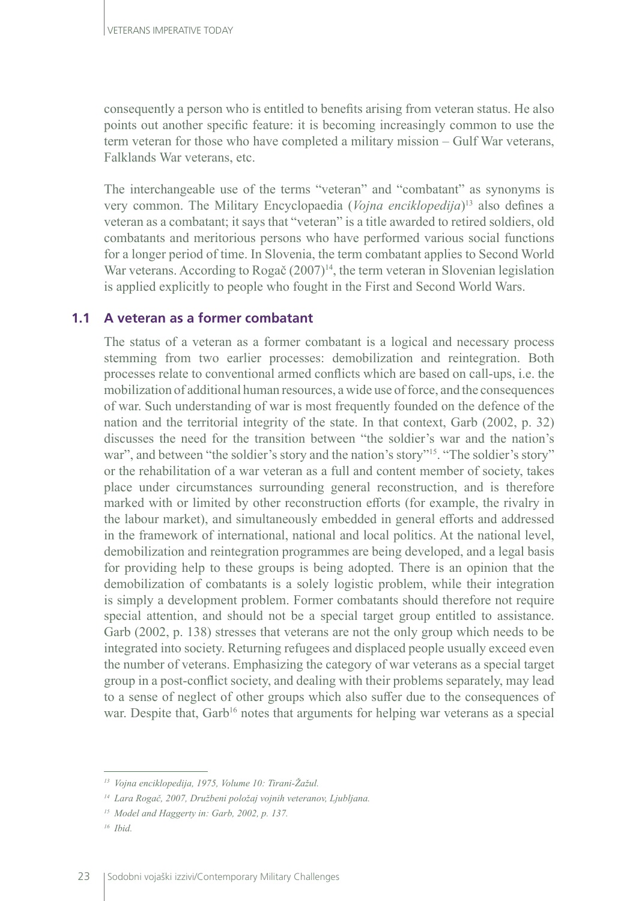consequently a person who is entitled to benefits arising from veteran status. He also points out another specific feature: it is becoming increasingly common to use the term veteran for those who have completed a military mission – Gulf War veterans, Falklands War veterans, etc.

The interchangeable use of the terms "veteran" and "combatant" as synonyms is very common. The Military Encyclopaedia (*Vojna enciklopedija*)[13] also defines a veteran as a combatant; it says that "veteran" is a title awarded to retired soldiers, old combatants and meritorious persons who have performed various social functions for a longer period of time. In Slovenia, the term combatant applies to Second World War veterans. According to Rogač (2007)[14], the term veteran in Slovenian legislation is applied explicitly to people who fought in the First and Second World Wars.

### 1.1 A veteran as a former combatant

The status of a veteran as a former combatant is a logical and necessary process stemming from two earlier processes: demobilization and reintegration. Both processes relate to conventional armed conflicts which are based on call-ups, i.e. the mobilization of additional human resources, a wide use of force, and the consequences of war. Such understanding of war is most frequently founded on the defence of the nation and the territorial integrity of the state. In that context, Garb (2002, p. 32) discusses the need for the transition between "the soldier's war and the nation's war", and between "the soldier's story and the nation's story"[15]. "The soldier's story" or the rehabilitation of a war veteran as a full and content member of society, takes place under circumstances surrounding general reconstruction, and is therefore marked with or limited by other reconstruction efforts (for example, the rivalry in the labour market), and simultaneously embedded in general efforts and addressed in the framework of international, national and local politics. At the national level, demobilization and reintegration programmes are being developed, and a legal basis for providing help to these groups is being adopted. There is an opinion that the demobilization of combatants is a solely logistic problem, while their integration is simply a development problem. Former combatants should therefore not require special attention, and should not be a special target group entitled to assistance. Garb (2002, p. 138) stresses that veterans are not the only group which needs to be integrated into society. Returning refugees and displaced people usually exceed even the number of veterans. Emphasizing the category of war veterans as a special target group in a post-conflict society, and dealing with their problems separately, may lead to a sense of neglect of other groups which also suffer due to the consequences of war. Despite that, Garb[16] notes that arguments for helping war veterans as a special

---

[13] *Vojna enciklopedija, 1975, Volume 10: Tirani-Žažul.*

[14] *Lara Rogač, 2007, Družbeni položaj vojnih veteranov, Ljubljana.*

[15] *Model and Haggerty in: Garb, 2002, p. 137.*

[16] *Ibid.*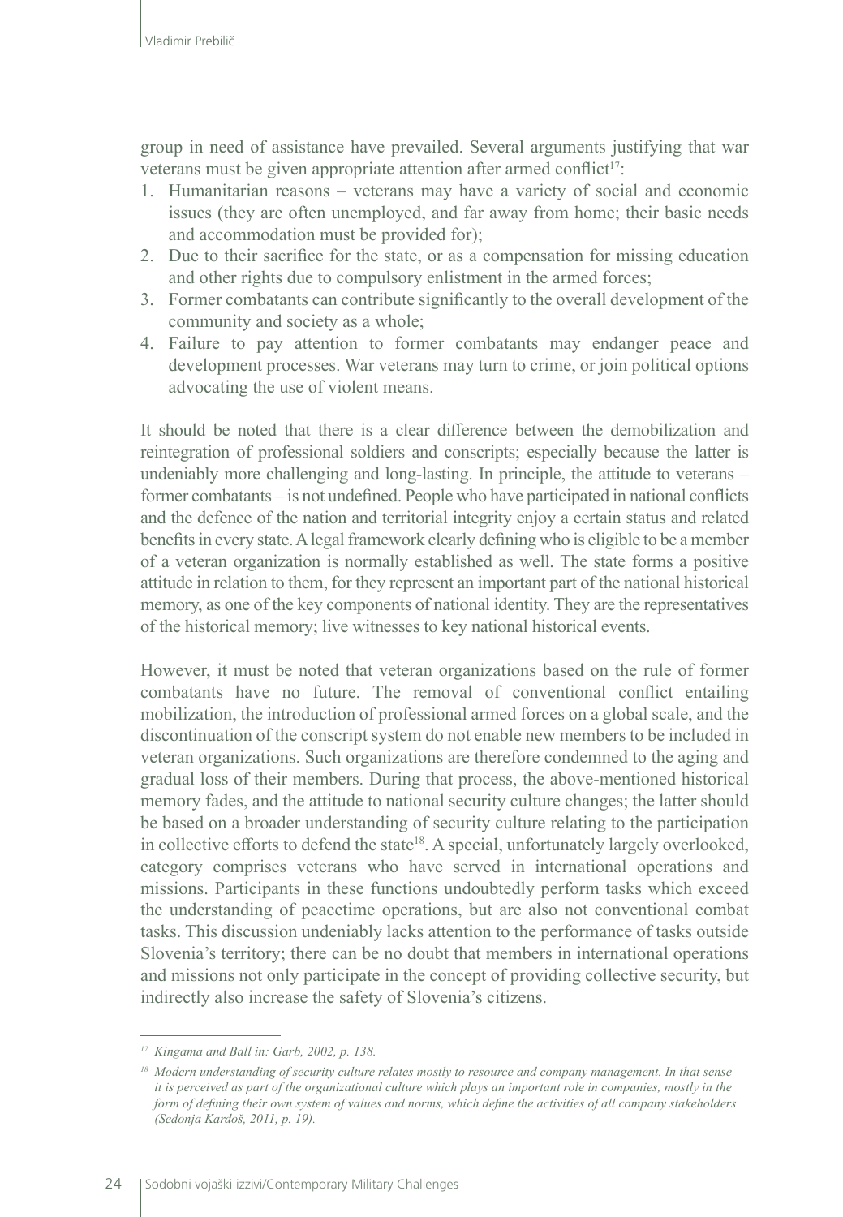group in need of assistance have prevailed. Several arguments justifying that war veterans must be given appropriate attention after armed conflict[17]:

1. Humanitarian reasons – veterans may have a variety of social and economic issues (they are often unemployed, and far away from home; their basic needs and accommodation must be provided for);
2. Due to their sacrifice for the state, or as a compensation for missing education and other rights due to compulsory enlistment in the armed forces;
3. Former combatants can contribute significantly to the overall development of the community and society as a whole;
4. Failure to pay attention to former combatants may endanger peace and development processes. War veterans may turn to crime, or join political options advocating the use of violent means.

It should be noted that there is a clear difference between the demobilization and reintegration of professional soldiers and conscripts; especially because the latter is undeniably more challenging and long-lasting. In principle, the attitude to veterans – former combatants – is not undefined. People who have participated in national conflicts and the defence of the nation and territorial integrity enjoy a certain status and related benefits in every state. A legal framework clearly defining who is eligible to be a member of a veteran organization is normally established as well. The state forms a positive attitude in relation to them, for they represent an important part of the national historical memory, as one of the key components of national identity. They are the representatives of the historical memory; live witnesses to key national historical events.

However, it must be noted that veteran organizations based on the rule of former combatants have no future. The removal of conventional conflict entailing mobilization, the introduction of professional armed forces on a global scale, and the discontinuation of the conscript system do not enable new members to be included in veteran organizations. Such organizations are therefore condemned to the aging and gradual loss of their members. During that process, the above-mentioned historical memory fades, and the attitude to national security culture changes; the latter should be based on a broader understanding of security culture relating to the participation in collective efforts to defend the state[18]. A special, unfortunately largely overlooked, category comprises veterans who have served in international operations and missions. Participants in these functions undoubtedly perform tasks which exceed the understanding of peacetime operations, but are also not conventional combat tasks. This discussion undeniably lacks attention to the performance of tasks outside Slovenia's territory; there can be no doubt that members in international operations and missions not only participate in the concept of providing collective security, but indirectly also increase the safety of Slovenia's citizens.

---

[17] *Kingama and Ball in: Garb, 2002, p. 138.*

[18] *Modern understanding of security culture relates mostly to resource and company management. In that sense it is perceived as part of the organizational culture which plays an important role in companies, mostly in the form of defining their own system of values and norms, which define the activities of all company stakeholders (Sedonja Kardoš, 2011, p. 19).*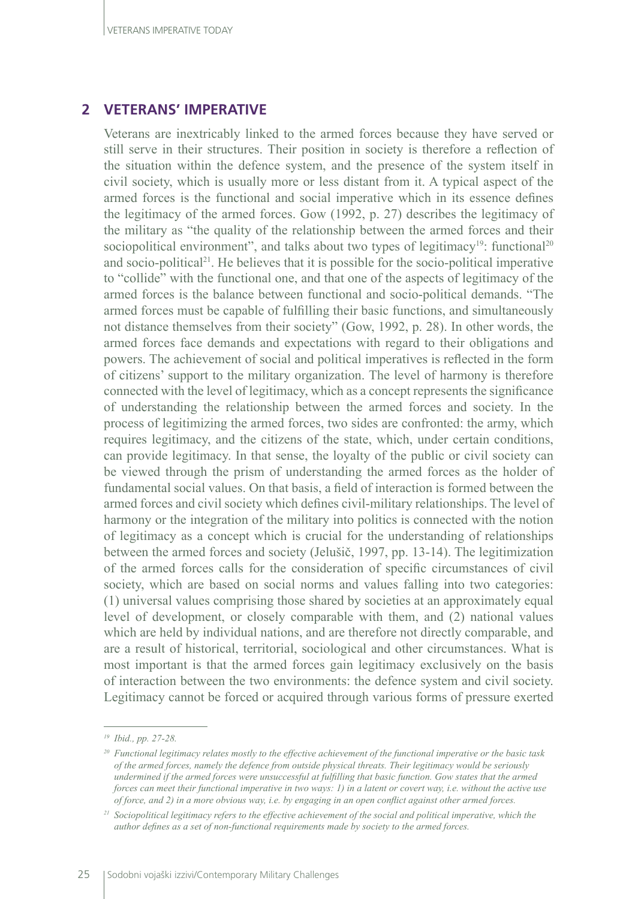## 2 VETERANS' IMPERATIVE

Veterans are inextricably linked to the armed forces because they have served or still serve in their structures. Their position in society is therefore a reflection of the situation within the defence system, and the presence of the system itself in civil society, which is usually more or less distant from it. A typical aspect of the armed forces is the functional and social imperative which in its essence defines the legitimacy of the armed forces. Gow (1992, p. 27) describes the legitimacy of the military as "the quality of the relationship between the armed forces and their sociopolitical environment", and talks about two types of legitimacy[19]: functional[20] and socio-political[21]. He believes that it is possible for the socio-political imperative to "collide" with the functional one, and that one of the aspects of legitimacy of the armed forces is the balance between functional and socio-political demands. "The armed forces must be capable of fulfilling their basic functions, and simultaneously not distance themselves from their society" (Gow, 1992, p. 28). In other words, the armed forces face demands and expectations with regard to their obligations and powers. The achievement of social and political imperatives is reflected in the form of citizens' support to the military organization. The level of harmony is therefore connected with the level of legitimacy, which as a concept represents the significance of understanding the relationship between the armed forces and society. In the process of legitimizing the armed forces, two sides are confronted: the army, which requires legitimacy, and the citizens of the state, which, under certain conditions, can provide legitimacy. In that sense, the loyalty of the public or civil society can be viewed through the prism of understanding the armed forces as the holder of fundamental social values. On that basis, a field of interaction is formed between the armed forces and civil society which defines civil-military relationships. The level of harmony or the integration of the military into politics is connected with the notion of legitimacy as a concept which is crucial for the understanding of relationships between the armed forces and society (Jelušič, 1997, pp. 13-14). The legitimization of the armed forces calls for the consideration of specific circumstances of civil society, which are based on social norms and values falling into two categories: (1) universal values comprising those shared by societies at an approximately equal level of development, or closely comparable with them, and (2) national values which are held by individual nations, and are therefore not directly comparable, and are a result of historical, territorial, sociological and other circumstances. What is most important is that the armed forces gain legitimacy exclusively on the basis of interaction between the two environments: the defence system and civil society. Legitimacy cannot be forced or acquired through various forms of pressure exerted

---

[19] *Ibid., pp. 27-28.*

[20] *Functional legitimacy relates mostly to the effective achievement of the functional imperative or the basic task of the armed forces, namely the defence from outside physical threats. Their legitimacy would be seriously undermined if the armed forces were unsuccessful at fulfilling that basic function. Gow states that the armed forces can meet their functional imperative in two ways: 1) in a latent or covert way, i.e. without the active use of force, and 2) in a more obvious way, i.e. by engaging in an open conflict against other armed forces.*

[21] *Sociopolitical legitimacy refers to the effective achievement of the social and political imperative, which the author defines as a set of non-functional requirements made by society to the armed forces.*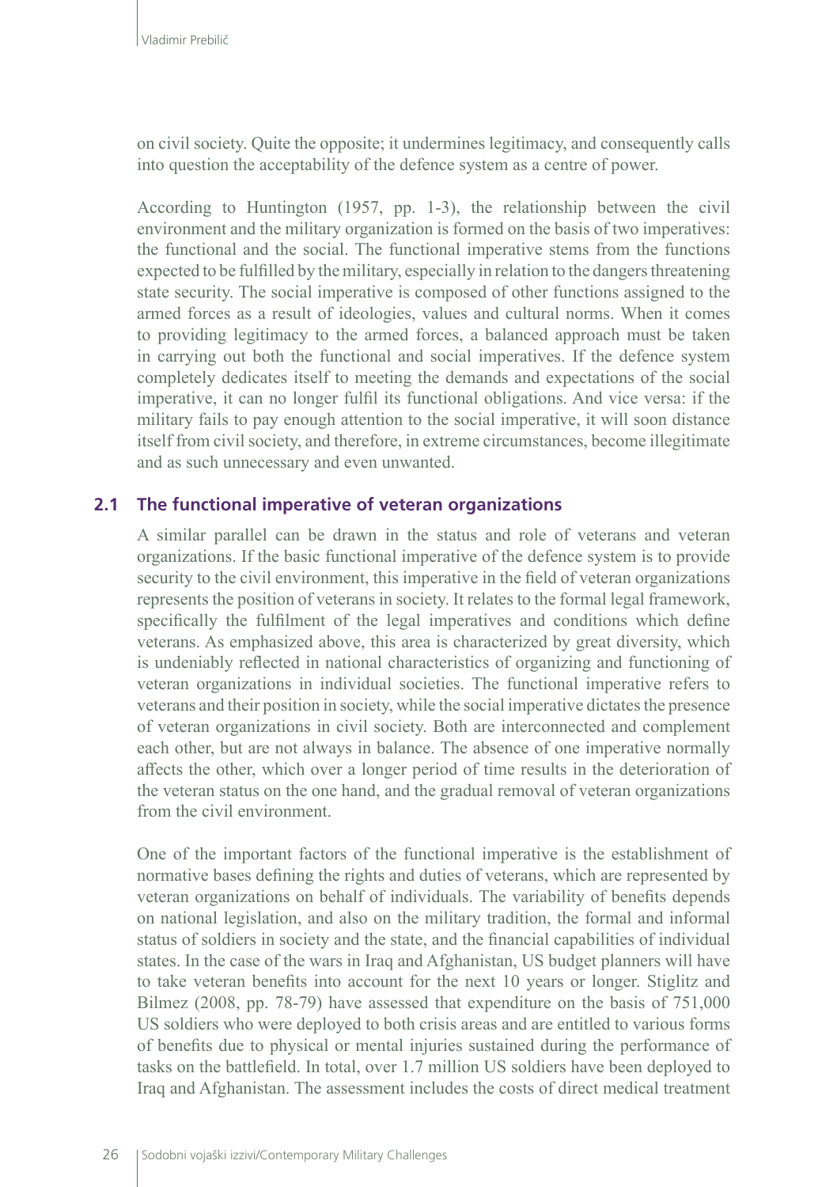on civil society. Quite the opposite; it undermines legitimacy, and consequently calls into question the acceptability of the defence system as a centre of power.

According to Huntington (1957, pp. 1-3), the relationship between the civil environment and the military organization is formed on the basis of two imperatives: the functional and the social. The functional imperative stems from the functions expected to be fulfilled by the military, especially in relation to the dangers threatening state security. The social imperative is composed of other functions assigned to the armed forces as a result of ideologies, values and cultural norms. When it comes to providing legitimacy to the armed forces, a balanced approach must be taken in carrying out both the functional and social imperatives. If the defence system completely dedicates itself to meeting the demands and expectations of the social imperative, it can no longer fulfil its functional obligations. And vice versa: if the military fails to pay enough attention to the social imperative, it will soon distance itself from civil society, and therefore, in extreme circumstances, become illegitimate and as such unnecessary and even unwanted.

### 2.1 The functional imperative of veteran organizations

A similar parallel can be drawn in the status and role of veterans and veteran organizations. If the basic functional imperative of the defence system is to provide security to the civil environment, this imperative in the field of veteran organizations represents the position of veterans in society. It relates to the formal legal framework, specifically the fulfilment of the legal imperatives and conditions which define veterans. As emphasized above, this area is characterized by great diversity, which is undeniably reflected in national characteristics of organizing and functioning of veteran organizations in individual societies. The functional imperative refers to veterans and their position in society, while the social imperative dictates the presence of veteran organizations in civil society. Both are interconnected and complement each other, but are not always in balance. The absence of one imperative normally affects the other, which over a longer period of time results in the deterioration of the veteran status on the one hand, and the gradual removal of veteran organizations from the civil environment.

One of the important factors of the functional imperative is the establishment of normative bases defining the rights and duties of veterans, which are represented by veteran organizations on behalf of individuals. The variability of benefits depends on national legislation, and also on the military tradition, the formal and informal status of soldiers in society and the state, and the financial capabilities of individual states. In the case of the wars in Iraq and Afghanistan, US budget planners will have to take veteran benefits into account for the next 10 years or longer. Stiglitz and Bilmez (2008, pp. 78-79) have assessed that expenditure on the basis of 751,000 US soldiers who were deployed to both crisis areas and are entitled to various forms of benefits due to physical or mental injuries sustained during the performance of tasks on the battlefield. In total, over 1.7 million US soldiers have been deployed to Iraq and Afghanistan. The assessment includes the costs of direct medical treatment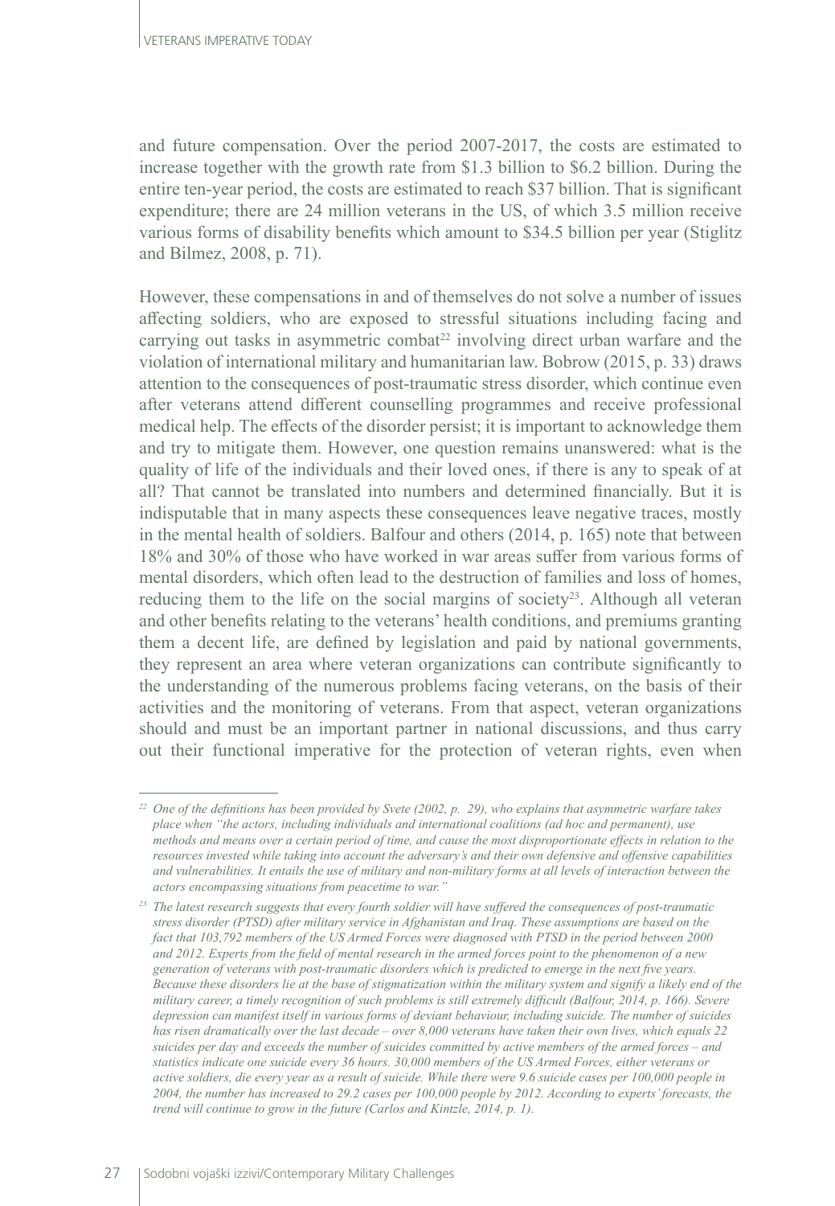and future compensation. Over the period 2007-2017, the costs are estimated to increase together with the growth rate from $1.3 billion to $6.2 billion. During the entire ten-year period, the costs are estimated to reach $37 billion. That is significant expenditure; there are 24 million veterans in the US, of which 3.5 million receive various forms of disability benefits which amount to $34.5 billion per year (Stiglitz and Bilmez, 2008, p. 71).

However, these compensations in and of themselves do not solve a number of issues affecting soldiers, who are exposed to stressful situations including facing and carrying out tasks in asymmetric combat[22] involving direct urban warfare and the violation of international military and humanitarian law. Bobrow (2015, p. 33) draws attention to the consequences of post-traumatic stress disorder, which continue even after veterans attend different counselling programmes and receive professional medical help. The effects of the disorder persist; it is important to acknowledge them and try to mitigate them. However, one question remains unanswered: what is the quality of life of the individuals and their loved ones, if there is any to speak of at all? That cannot be translated into numbers and determined financially. But it is indisputable that in many aspects these consequences leave negative traces, mostly in the mental health of soldiers. Balfour and others (2014, p. 165) note that between 18% and 30% of those who have worked in war areas suffer from various forms of mental disorders, which often lead to the destruction of families and loss of homes, reducing them to the life on the social margins of society[23]. Although all veteran and other benefits relating to the veterans' health conditions, and premiums granting them a decent life, are defined by legislation and paid by national governments, they represent an area where veteran organizations can contribute significantly to the understanding of the numerous problems facing veterans, on the basis of their activities and the monitoring of veterans. From that aspect, veteran organizations should and must be an important partner in national discussions, and thus carry out their functional imperative for the protection of veteran rights, even when

---

[22] *One of the definitions has been provided by Svete (2002, p. 29), who explains that asymmetric warfare takes place when "the actors, including individuals and international coalitions (ad hoc and permanent), use methods and means over a certain period of time, and cause the most disproportionate effects in relation to the resources invested while taking into account the adversary's and their own defensive and offensive capabilities and vulnerabilities. It entails the use of military and non-military forms at all levels of interaction between the actors encompassing situations from peacetime to war."*

[23] *The latest research suggests that every fourth soldier will have suffered the consequences of post-traumatic stress disorder (PTSD) after military service in Afghanistan and Iraq. These assumptions are based on the fact that 103,792 members of the US Armed Forces were diagnosed with PTSD in the period between 2000 and 2012. Experts from the field of mental research in the armed forces point to the phenomenon of a new generation of veterans with post-traumatic disorders which is predicted to emerge in the next five years. Because these disorders lie at the base of stigmatization within the military system and signify a likely end of the military career, a timely recognition of such problems is still extremely difficult (Balfour, 2014, p. 166). Severe depression can manifest itself in various forms of deviant behaviour, including suicide. The number of suicides has risen dramatically over the last decade – over 8,000 veterans have taken their own lives, which equals 22 suicides per day and exceeds the number of suicides committed by active members of the armed forces – and statistics indicate one suicide every 36 hours. 30,000 members of the US Armed Forces, either veterans or active soldiers, die every year as a result of suicide. While there were 9.6 suicide cases per 100,000 people in 2004, the number has increased to 29.2 cases per 100,000 people by 2012. According to experts' forecasts, the trend will continue to grow in the future (Carlos and Kintzle, 2014, p. 1).*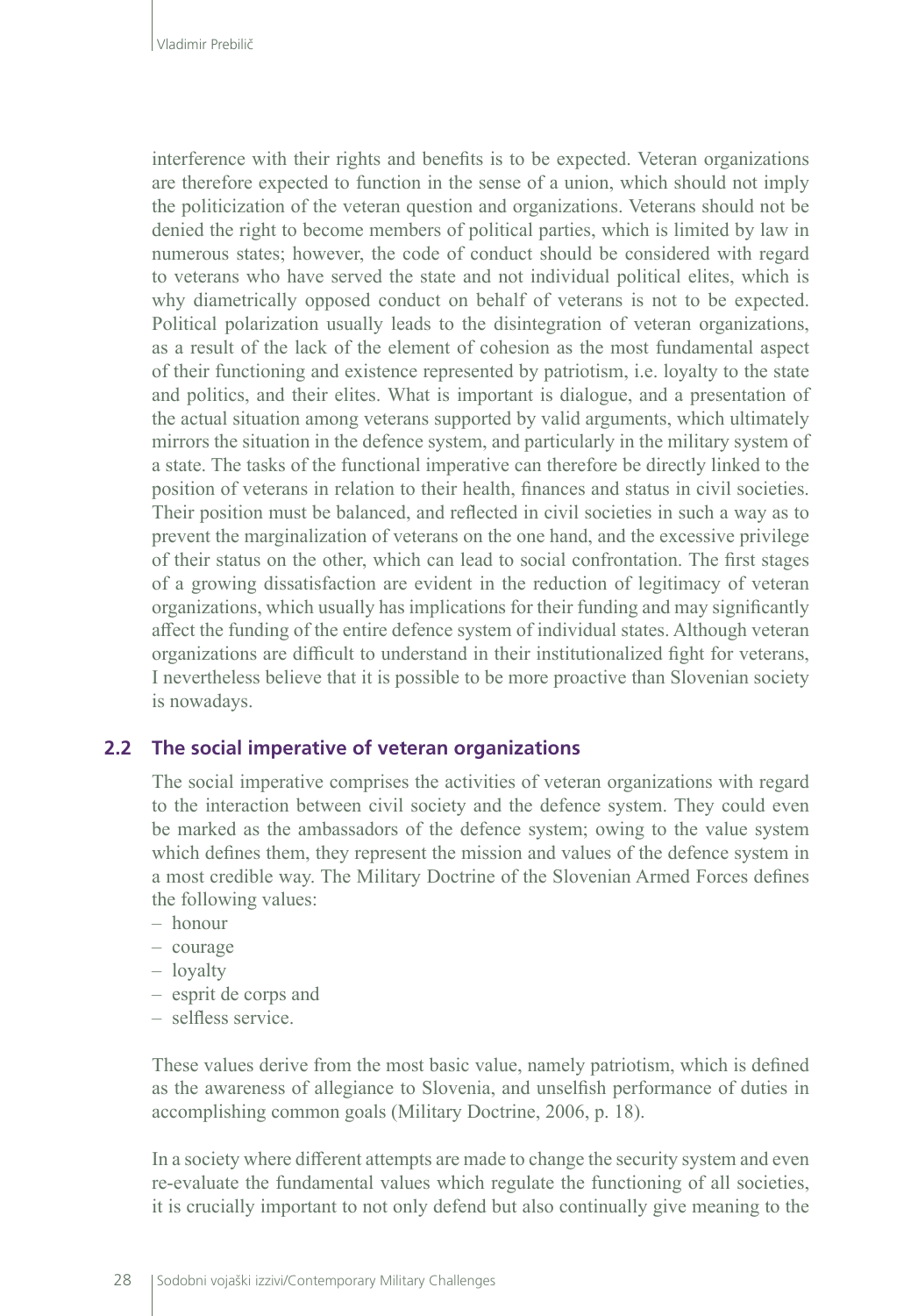interference with their rights and benefits is to be expected. Veteran organizations are therefore expected to function in the sense of a union, which should not imply the politicization of the veteran question and organizations. Veterans should not be denied the right to become members of political parties, which is limited by law in numerous states; however, the code of conduct should be considered with regard to veterans who have served the state and not individual political elites, which is why diametrically opposed conduct on behalf of veterans is not to be expected. Political polarization usually leads to the disintegration of veteran organizations, as a result of the lack of the element of cohesion as the most fundamental aspect of their functioning and existence represented by patriotism, i.e. loyalty to the state and politics, and their elites. What is important is dialogue, and a presentation of the actual situation among veterans supported by valid arguments, which ultimately mirrors the situation in the defence system, and particularly in the military system of a state. The tasks of the functional imperative can therefore be directly linked to the position of veterans in relation to their health, finances and status in civil societies. Their position must be balanced, and reflected in civil societies in such a way as to prevent the marginalization of veterans on the one hand, and the excessive privilege of their status on the other, which can lead to social confrontation. The first stages of a growing dissatisfaction are evident in the reduction of legitimacy of veteran organizations, which usually has implications for their funding and may significantly affect the funding of the entire defence system of individual states. Although veteran organizations are difficult to understand in their institutionalized fight for veterans, I nevertheless believe that it is possible to be more proactive than Slovenian society is nowadays.

## 2.2 The social imperative of veteran organizations

The social imperative comprises the activities of veteran organizations with regard to the interaction between civil society and the defence system. They could even be marked as the ambassadors of the defence system; owing to the value system which defines them, they represent the mission and values of the defence system in a most credible way. The Military Doctrine of the Slovenian Armed Forces defines the following values:

- honour
- courage
- loyalty
- esprit de corps and
- selfless service.

These values derive from the most basic value, namely patriotism, which is defined as the awareness of allegiance to Slovenia, and unselfish performance of duties in accomplishing common goals (Military Doctrine, 2006, p. 18).

In a society where different attempts are made to change the security system and even re-evaluate the fundamental values which regulate the functioning of all societies, it is crucially important to not only defend but also continually give meaning to the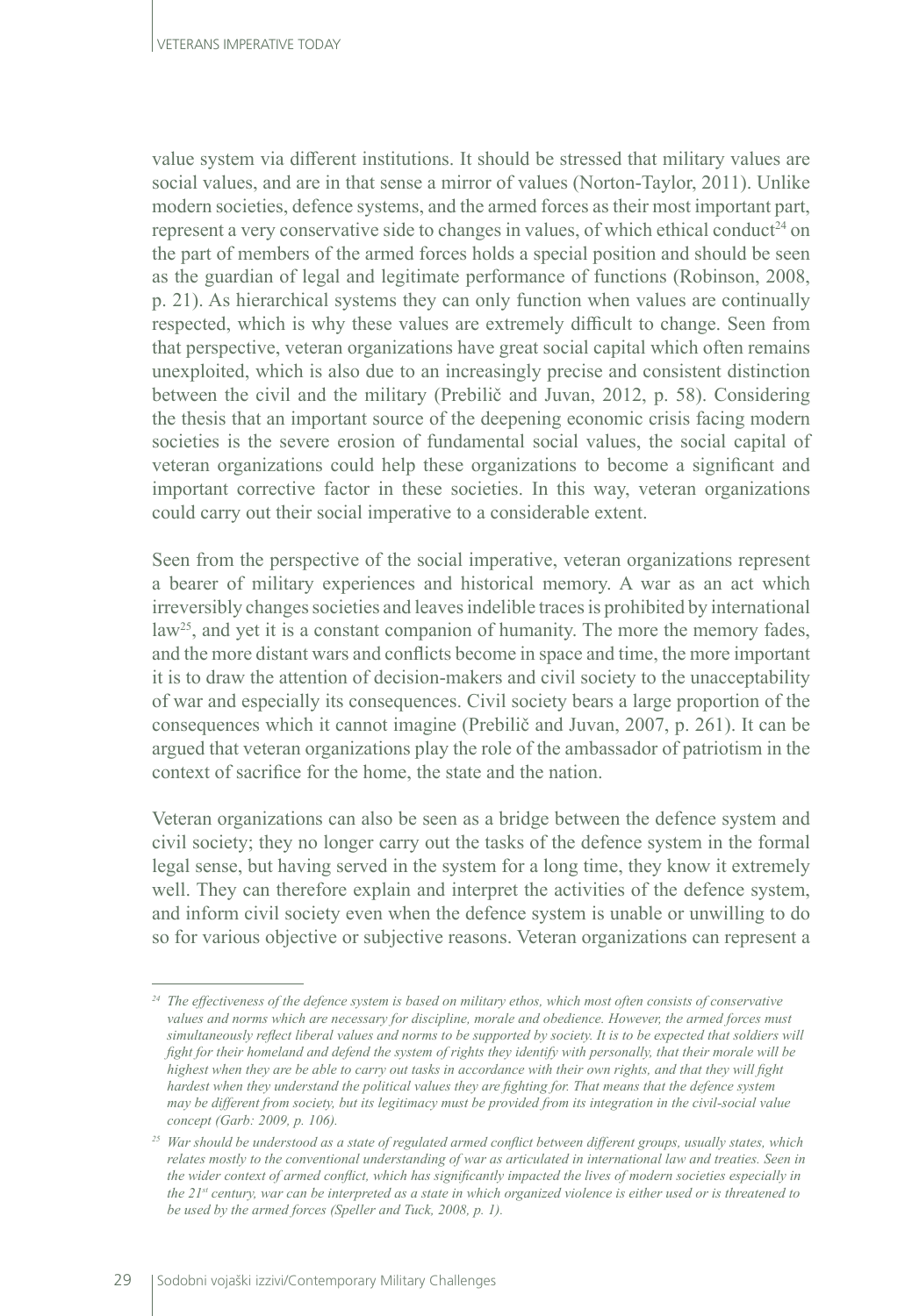value system via different institutions. It should be stressed that military values are social values, and are in that sense a mirror of values (Norton-Taylor, 2011). Unlike modern societies, defence systems, and the armed forces as their most important part, represent a very conservative side to changes in values, of which ethical conduct[24] on the part of members of the armed forces holds a special position and should be seen as the guardian of legal and legitimate performance of functions (Robinson, 2008, p. 21). As hierarchical systems they can only function when values are continually respected, which is why these values are extremely difficult to change. Seen from that perspective, veteran organizations have great social capital which often remains unexploited, which is also due to an increasingly precise and consistent distinction between the civil and the military (Prebilič and Juvan, 2012, p. 58). Considering the thesis that an important source of the deepening economic crisis facing modern societies is the severe erosion of fundamental social values, the social capital of veteran organizations could help these organizations to become a significant and important corrective factor in these societies. In this way, veteran organizations could carry out their social imperative to a considerable extent.

Seen from the perspective of the social imperative, veteran organizations represent a bearer of military experiences and historical memory. A war as an act which irreversibly changes societies and leaves indelible traces is prohibited by international law[25], and yet it is a constant companion of humanity. The more the memory fades, and the more distant wars and conflicts become in space and time, the more important it is to draw the attention of decision-makers and civil society to the unacceptability of war and especially its consequences. Civil society bears a large proportion of the consequences which it cannot imagine (Prebilič and Juvan, 2007, p. 261). It can be argued that veteran organizations play the role of the ambassador of patriotism in the context of sacrifice for the home, the state and the nation.

Veteran organizations can also be seen as a bridge between the defence system and civil society; they no longer carry out the tasks of the defence system in the formal legal sense, but having served in the system for a long time, they know it extremely well. They can therefore explain and interpret the activities of the defence system, and inform civil society even when the defence system is unable or unwilling to do so for various objective or subjective reasons. Veteran organizations can represent a

---

[24] *The effectiveness of the defence system is based on military ethos, which most often consists of conservative values and norms which are necessary for discipline, morale and obedience. However, the armed forces must simultaneously reflect liberal values and norms to be supported by society. It is to be expected that soldiers will fight for their homeland and defend the system of rights they identify with personally, that their morale will be highest when they are be able to carry out tasks in accordance with their own rights, and that they will fight hardest when they understand the political values they are fighting for. That means that the defence system may be different from society, but its legitimacy must be provided from its integration in the civil-social value concept (Garb: 2009, p. 106).*

[25] *War should be understood as a state of regulated armed conflict between different groups, usually states, which relates mostly to the conventional understanding of war as articulated in international law and treaties. Seen in the wider context of armed conflict, which has significantly impacted the lives of modern societies especially in the 21st century, war can be interpreted as a state in which organized violence is either used or is threatened to be used by the armed forces (Speller and Tuck, 2008, p. 1).*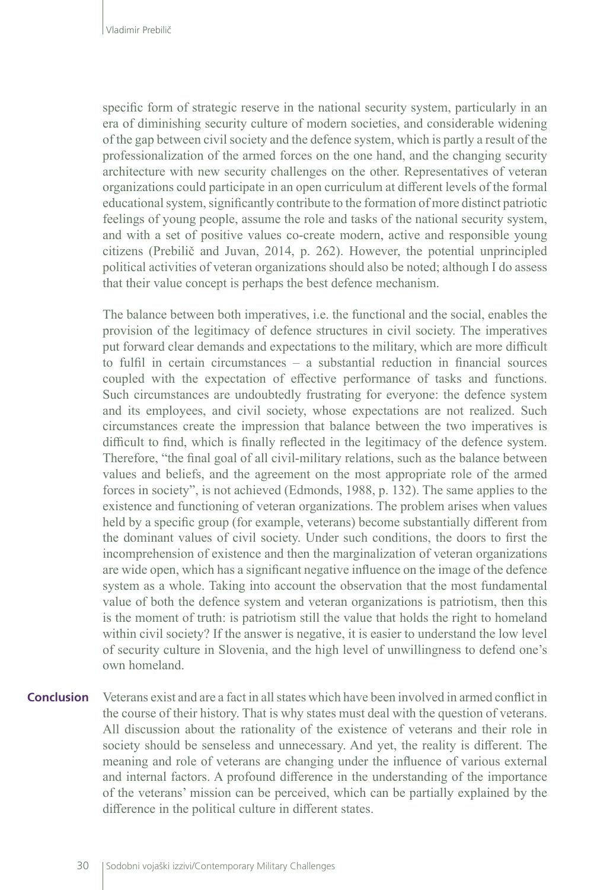specific form of strategic reserve in the national security system, particularly in an era of diminishing security culture of modern societies, and considerable widening of the gap between civil society and the defence system, which is partly a result of the professionalization of the armed forces on the one hand, and the changing security architecture with new security challenges on the other. Representatives of veteran organizations could participate in an open curriculum at different levels of the formal educational system, significantly contribute to the formation of more distinct patriotic feelings of young people, assume the role and tasks of the national security system, and with a set of positive values co-create modern, active and responsible young citizens (Prebilič and Juvan, 2014, p. 262). However, the potential unprincipled political activities of veteran organizations should also be noted; although I do assess that their value concept is perhaps the best defence mechanism.

The balance between both imperatives, i.e. the functional and the social, enables the provision of the legitimacy of defence structures in civil society. The imperatives put forward clear demands and expectations to the military, which are more difficult to fulfil in certain circumstances – a substantial reduction in financial sources coupled with the expectation of effective performance of tasks and functions. Such circumstances are undoubtedly frustrating for everyone: the defence system and its employees, and civil society, whose expectations are not realized. Such circumstances create the impression that balance between the two imperatives is difficult to find, which is finally reflected in the legitimacy of the defence system. Therefore, "the final goal of all civil-military relations, such as the balance between values and beliefs, and the agreement on the most appropriate role of the armed forces in society", is not achieved (Edmonds, 1988, p. 132). The same applies to the existence and functioning of veteran organizations. The problem arises when values held by a specific group (for example, veterans) become substantially different from the dominant values of civil society. Under such conditions, the doors to first the incomprehension of existence and then the marginalization of veteran organizations are wide open, which has a significant negative influence on the image of the defence system as a whole. Taking into account the observation that the most fundamental value of both the defence system and veteran organizations is patriotism, then this is the moment of truth: is patriotism still the value that holds the right to homeland within civil society? If the answer is negative, it is easier to understand the low level of security culture in Slovenia, and the high level of unwillingness to defend one's own homeland.

## Conclusion

Veterans exist and are a fact in all states which have been involved in armed conflict in the course of their history. That is why states must deal with the question of veterans. All discussion about the rationality of the existence of veterans and their role in society should be senseless and unnecessary. And yet, the reality is different. The meaning and role of veterans are changing under the influence of various external and internal factors. A profound difference in the understanding of the importance of the veterans' mission can be perceived, which can be partially explained by the difference in the political culture in different states.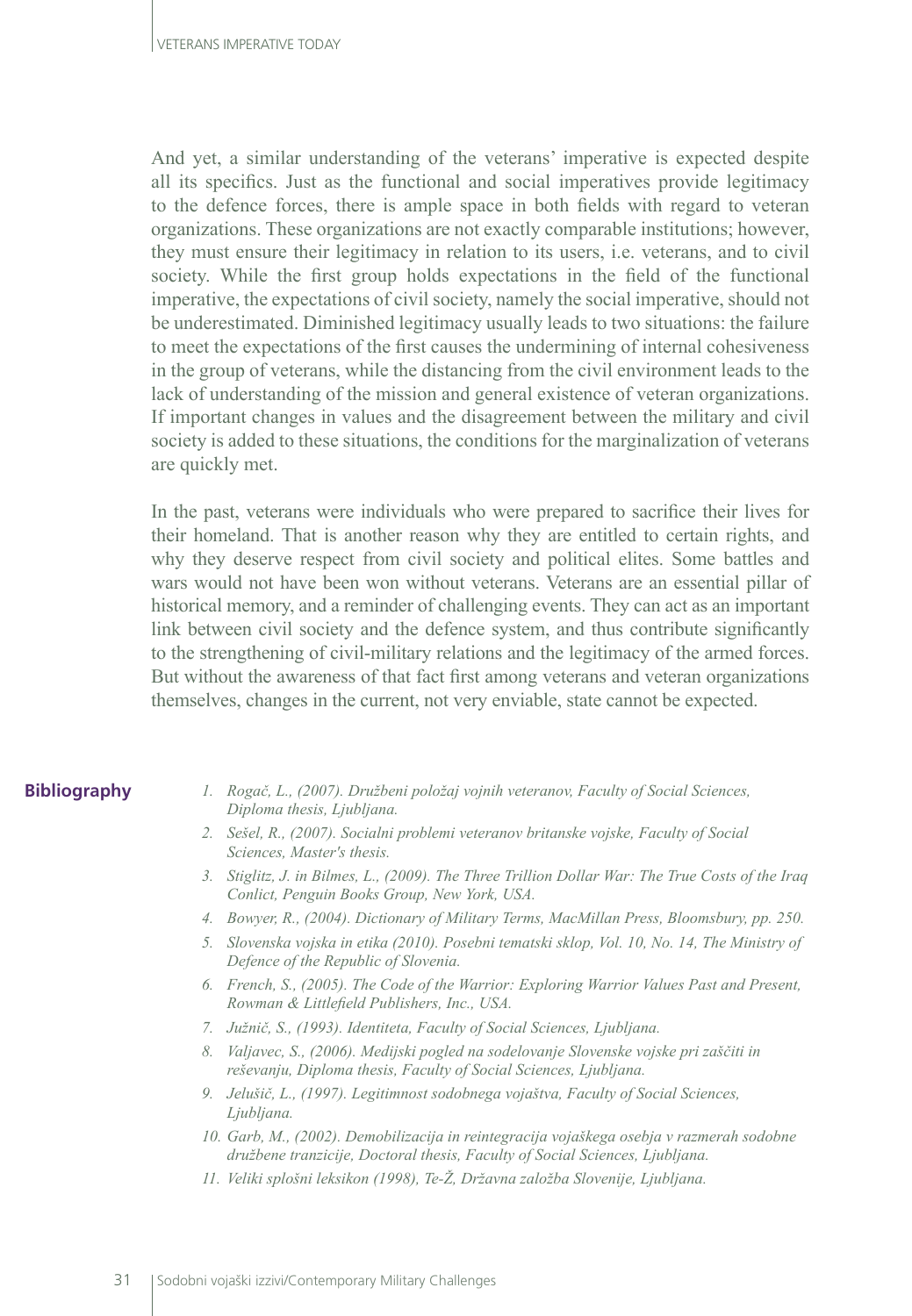And yet, a similar understanding of the veterans' imperative is expected despite all its specifics. Just as the functional and social imperatives provide legitimacy to the defence forces, there is ample space in both fields with regard to veteran organizations. These organizations are not exactly comparable institutions; however, they must ensure their legitimacy in relation to its users, i.e. veterans, and to civil society. While the first group holds expectations in the field of the functional imperative, the expectations of civil society, namely the social imperative, should not be underestimated. Diminished legitimacy usually leads to two situations: the failure to meet the expectations of the first causes the undermining of internal cohesiveness in the group of veterans, while the distancing from the civil environment leads to the lack of understanding of the mission and general existence of veteran organizations. If important changes in values and the disagreement between the military and civil society is added to these situations, the conditions for the marginalization of veterans are quickly met.

In the past, veterans were individuals who were prepared to sacrifice their lives for their homeland. That is another reason why they are entitled to certain rights, and why they deserve respect from civil society and political elites. Some battles and wars would not have been won without veterans. Veterans are an essential pillar of historical memory, and a reminder of challenging events. They can act as an important link between civil society and the defence system, and thus contribute significantly to the strengthening of civil-military relations and the legitimacy of the armed forces. But without the awareness of that fact first among veterans and veteran organizations themselves, changes in the current, not very enviable, state cannot be expected.

## Bibliography

1. *Rogač, L., (2007). Družbeni položaj vojnih veteranov, Faculty of Social Sciences, Diploma thesis, Ljubljana.*
2. *Sešel, R., (2007). Socialni problemi veteranov britanske vojske, Faculty of Social Sciences, Master's thesis.*
3. *Stiglitz, J. in Bilmes, L., (2009). The Three Trillion Dollar War: The True Costs of the Iraq Conlict, Penguin Books Group, New York, USA.*
4. *Bowyer, R., (2004). Dictionary of Military Terms, MacMillan Press, Bloomsbury, pp. 250.*
5. *Slovenska vojska in etika (2010). Posebni tematski sklop, Vol. 10, No. 14, The Ministry of Defence of the Republic of Slovenia.*
6. *French, S., (2005). The Code of the Warrior: Exploring Warrior Values Past and Present, Rowman & Littlefield Publishers, Inc., USA.*
7. *Južnič, S., (1993). Identiteta, Faculty of Social Sciences, Ljubljana.*
8. *Valjavec, S., (2006). Medijski pogled na sodelovanje Slovenske vojske pri zaščiti in reševanju, Diploma thesis, Faculty of Social Sciences, Ljubljana.*
9. *Jelušič, L., (1997). Legitimnost sodobnega vojaštva, Faculty of Social Sciences, Ljubljana.*
10. *Garb, M., (2002). Demobilizacija in reintegracija vojaškega osebja v razmerah sodobne družbene tranzicije, Doctoral thesis, Faculty of Social Sciences, Ljubljana.*
11. *Veliki splošni leksikon (1998), Te-Ž, Državna založba Slovenije, Ljubljana.*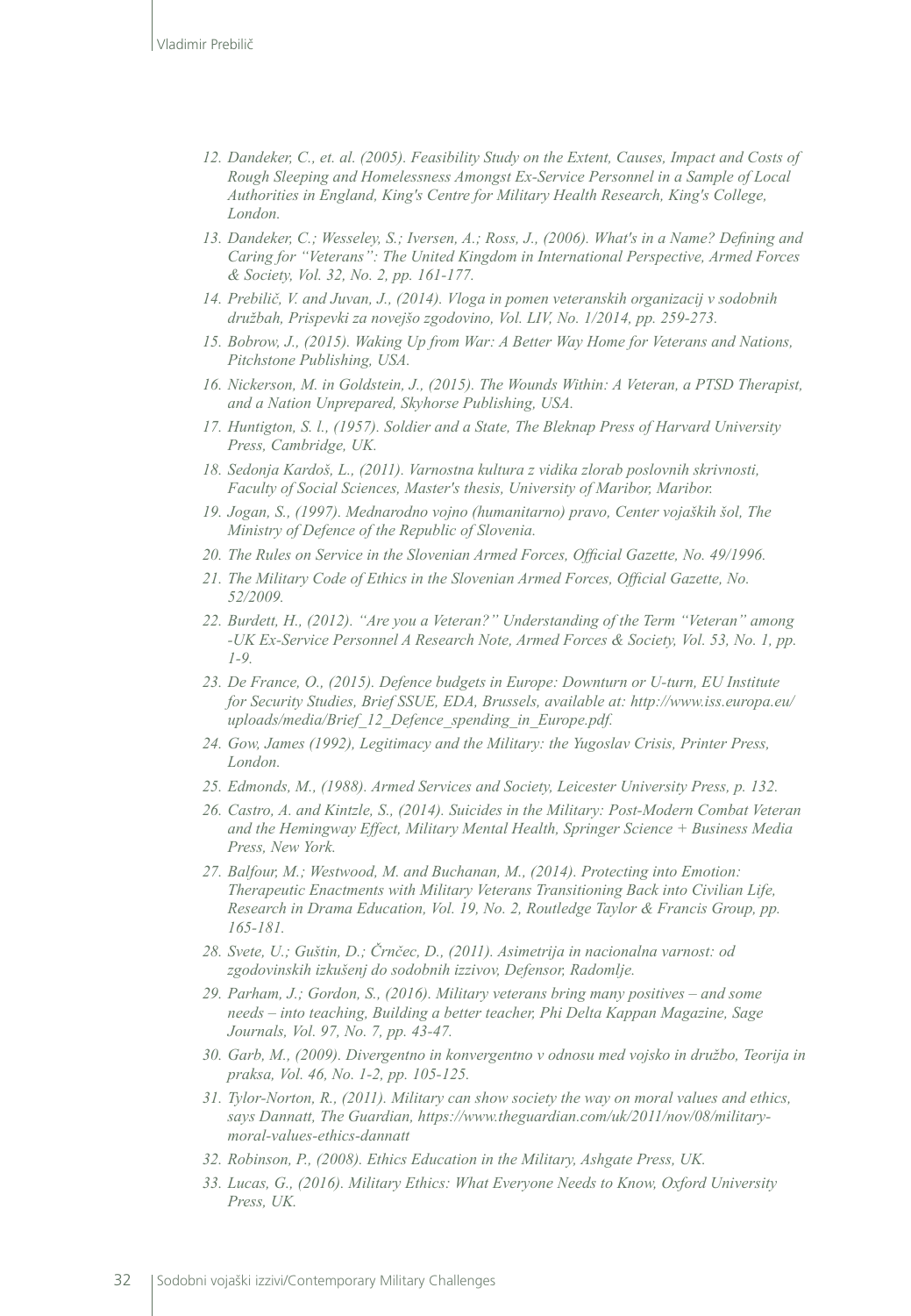12. *Dandeker, C., et. al. (2005). Feasibility Study on the Extent, Causes, Impact and Costs of Rough Sleeping and Homelessness Amongst Ex-Service Personnel in a Sample of Local Authorities in England, King's Centre for Military Health Research, King's College, London.*
13. *Dandeker, C.; Wesseley, S.; Iversen, A.; Ross, J., (2006). What's in a Name? Defining and Caring for "Veterans": The United Kingdom in International Perspective, Armed Forces & Society, Vol. 32, No. 2, pp. 161-177.*
14. *Prebilič, V. and Juvan, J., (2014). Vloga in pomen veteranskih organizacij v sodobnih družbah, Prispevki za novejšo zgodovino, Vol. LIV, No. 1/2014, pp. 259-273.*
15. *Bobrow, J., (2015). Waking Up from War: A Better Way Home for Veterans and Nations, Pitchstone Publishing, USA.*
16. *Nickerson, M. in Goldstein, J., (2015). The Wounds Within: A Veteran, a PTSD Therapist, and a Nation Unprepared, Skyhorse Publishing, USA.*
17. *Huntigton, S. l., (1957). Soldier and a State, The Bleknap Press of Harvard University Press, Cambridge, UK.*
18. *Sedonja Kardoš, L., (2011). Varnostna kultura z vidika zlorab poslovnih skrivnosti, Faculty of Social Sciences, Master's thesis, University of Maribor, Maribor.*
19. *Jogan, S., (1997). Mednarodno vojno (humanitarno) pravo, Center vojaških šol, The Ministry of Defence of the Republic of Slovenia.*
20. *The Rules on Service in the Slovenian Armed Forces, Official Gazette, No. 49/1996.*
21. *The Military Code of Ethics in the Slovenian Armed Forces, Official Gazette, No. 52/2009.*
22. *Burdett, H., (2012). "Are you a Veteran?" Understanding of the Term "Veteran" among -UK Ex-Service Personnel A Research Note, Armed Forces & Society, Vol. 53, No. 1, pp. 1-9.*
23. *De France, O., (2015). Defence budgets in Europe: Downturn or U-turn, EU Institute for Security Studies, Brief SSUE, EDA, Brussels, available at: http://www.iss.europa.eu/uploads/media/Brief_12_Defence_spending_in_Europe.pdf.*
24. *Gow, James (1992), Legitimacy and the Military: the Yugoslav Crisis, Printer Press, London.*
25. *Edmonds, M., (1988). Armed Services and Society, Leicester University Press, p. 132.*
26. *Castro, A. and Kintzle, S., (2014). Suicides in the Military: Post-Modern Combat Veteran and the Hemingway Effect, Military Mental Health, Springer Science + Business Media Press, New York.*
27. *Balfour, M.; Westwood, M. and Buchanan, M., (2014). Protecting into Emotion: Therapeutic Enactments with Military Veterans Transitioning Back into Civilian Life, Research in Drama Education, Vol. 19, No. 2, Routledge Taylor & Francis Group, pp. 165-181.*
28. *Svete, U.; Guštin, D.; Črnčec, D., (2011). Asimetrija in nacionalna varnost: od zgodovinskih izkušenj do sodobnih izzivov, Defensor, Radomlje.*
29. *Parham, J.; Gordon, S., (2016). Military veterans bring many positives – and some needs – into teaching, Building a better teacher, Phi Delta Kappan Magazine, Sage Journals, Vol. 97, No. 7, pp. 43-47.*
30. *Garb, M., (2009). Divergentno in konvergentno v odnosu med vojsko in družbo, Teorija in praksa, Vol. 46, No. 1-2, pp. 105-125.*
31. *Tylor-Norton, R., (2011). Military can show society the way on moral values and ethics, says Dannatt, The Guardian, https://www.theguardian.com/uk/2011/nov/08/military-moral-values-ethics-dannatt*
32. *Robinson, P., (2008). Ethics Education in the Military, Ashgate Press, UK.*
33. *Lucas, G., (2016). Military Ethics: What Everyone Needs to Know, Oxford University Press, UK.*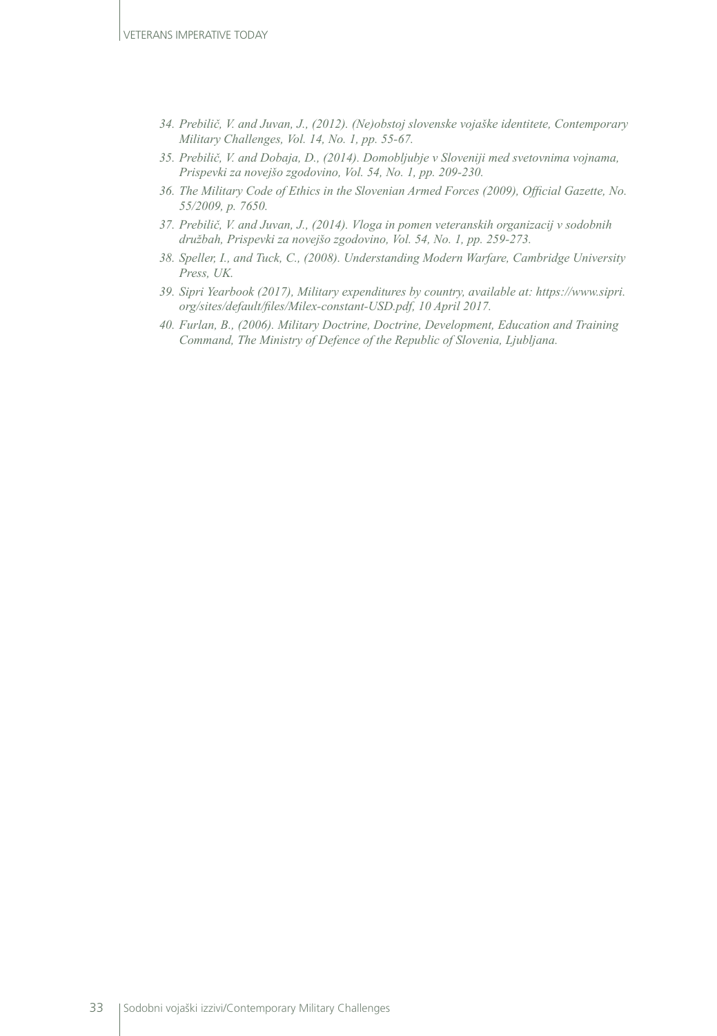34. *Prebilič, V. and Juvan, J., (2012). (Ne)obstoj slovenske vojaške identitete, Contemporary Military Challenges, Vol. 14, No. 1, pp. 55-67.*
35. *Prebilič, V. and Dobaja, D., (2014). Domobljubje v Sloveniji med svetovnima vojnama, Prispevki za novejšo zgodovino, Vol. 54, No. 1, pp. 209-230.*
36. *The Military Code of Ethics in the Slovenian Armed Forces (2009), Official Gazette, No. 55/2009, p. 7650.*
37. *Prebilič, V. and Juvan, J., (2014). Vloga in pomen veteranskih organizacij v sodobnih družbah, Prispevki za novejšo zgodovino, Vol. 54, No. 1, pp. 259-273.*
38. *Speller, I., and Tuck, C., (2008). Understanding Modern Warfare, Cambridge University Press, UK.*
39. *Sipri Yearbook (2017), Military expenditures by country, available at: https://www.sipri.org/sites/default/files/Milex-constant-USD.pdf, 10 April 2017.*
40. *Furlan, B., (2006). Military Doctrine, Doctrine, Development, Education and Training Command, The Ministry of Defence of the Republic of Slovenia, Ljubljana.*